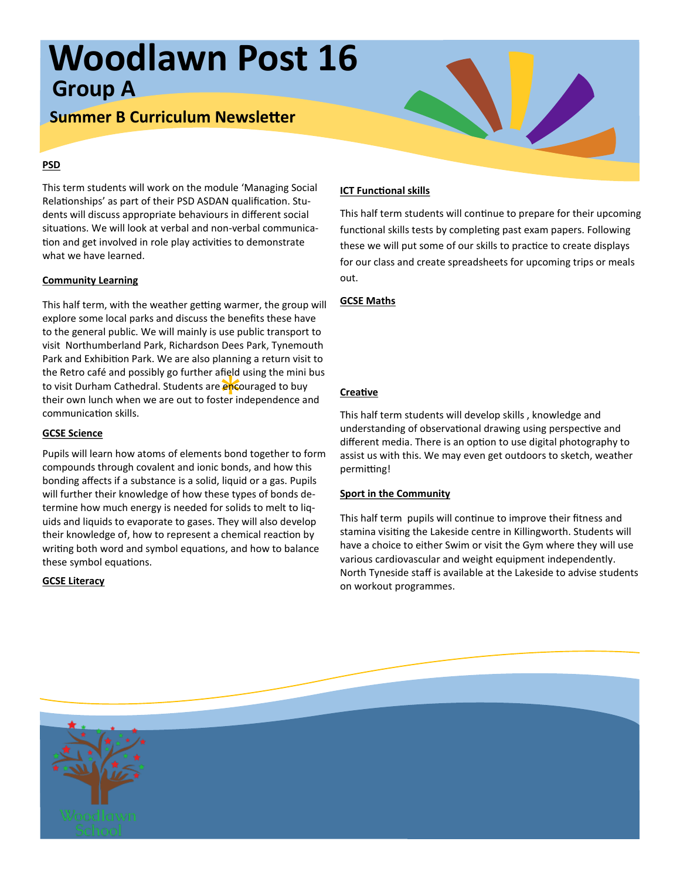# Woodlawn Post 16

## Group A

### Summer B Curriculum Newsletter

**PSD**

This term students will work on the module 'Managing Social Relationships' as part of their PSD ASDAN qualification. Students will discuss appropriate behaviours in different social situations. We will look at verbal and non-verbal communication and get involved in role play activities to demonstrate what we have learned.

**Community Learning**

This half term, with the weather getting warmer, the group will explore some local parks and discuss the benefits these have to the general public. We will mainly is use public transport to visit Northumberland Park, Richardson Dees Park, Tynemouth Park and Exhibition Park. We are also planning a return visit to the Retro café and possibly go further afield using the mini bus to visit Durham Cathedral. Students are encouraged to buy their own lunch when we are out to foster independence and communication skills.

**GCSE Science**

Pupils will learn how atoms of elements bond together to form compounds through covalent and ionic bonds, and how this bonding affects if a substance is a solid, liquid or a gas. Pupils will further their knowledge of how these types of bonds determine how much energy is needed for solids to melt to liquids and liquids to evaporate to gases. They will also develop their knowledge of, how to represent a chemical reaction by writing both word and symbol equations, and how to balance these symbol equations.

**GCSE Literacy**

**ICT Functional skills**

This half term students will continue to prepare for their upcoming functional skills tests by completing past exam papers. Following these we will put some of our skills to practice to create displays for our class and create spreadsheets for upcoming trips or meals out.

**GCSE Maths**

**Creative**

This half term students will develop skills , knowledge and understanding of observational drawing using perspective and different media. There is an option to use digital photography to assist us with this. We may even get outdoors to sketch, weather permitting!

**Sport in the Community**

This half term pupils will continue to improve their fitness and stamina visiting the Lakeside centre in Killingworth. Students will have a choice to either Swim or visit the Gym where they will use various cardiovascular and weight equipment independently. North Tyneside staff is available at the Lakeside to advise students on workout programmes.

Woodlawn School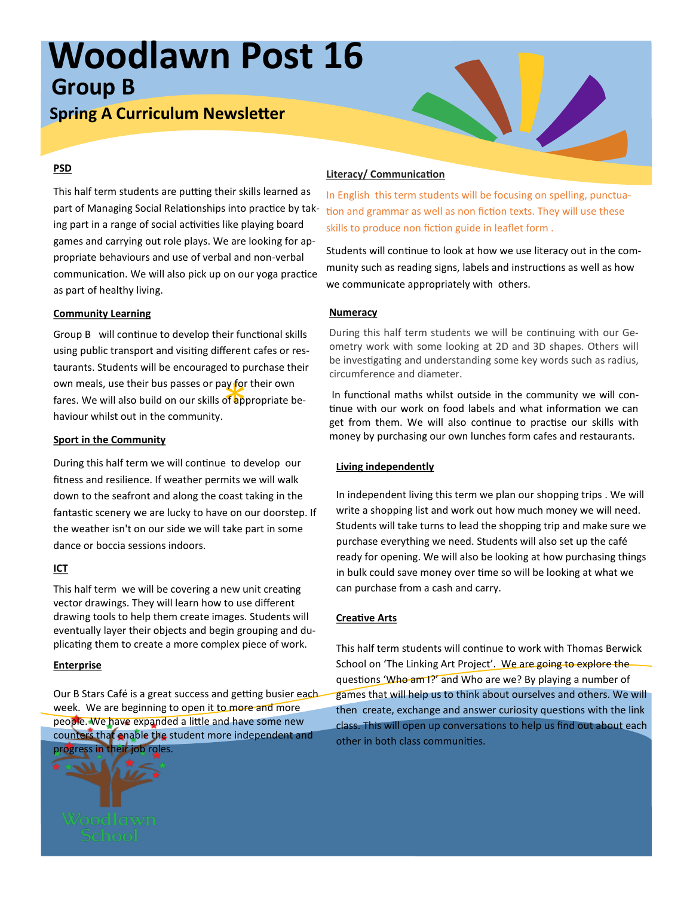# Woodlawn Post 16

## Group B

### Spring A Curriculum Newsletter

**PSD**

This half term students are putting their skills learned as part of Managing Social Relationships into practice by taking part in a range of social activities like playing board games and carrying out role plays. We are looking for appropriate behaviours and use of verbal and non-verbal communication. We will also pick up on our yoga practice as part of healthy living.

**Community Learning**

Group B will continue to develop their functional skills using public transport and visiting different cafes or restaurants. Students will be encouraged to purchase their own meals, use their bus passes or pay for their own fares. We will also build on our skills of appropriate behaviour whilst out in the community.

**Sport in the Community**

During this half term we will continue to develop our fitness and resilience. If weather permits we will walk down to the seafront and along the coast taking in the fantastic scenery we are lucky to have on our doorstep. If the weather isn't on our side we will take part in some dance or boccia sessions indoors.

**ICT**

This half term we will be covering a new unit creating vector drawings. They will learn how to use different drawing tools to help them create images. Students will eventually layer their objects and begin grouping and duplicating them to create a more complex piece of work.

**Enterprise**

Our B Stars Café is a great success and getting busier each week. We are beginning to open it to more and more people. We have expanded a little and have some new counters that enable the student more independent and progress in their job roles.

**Literacy/ Communication**

In English this term students will be focusing on spelling, punctuation and grammar as well as non fiction texts. They will use these skills to produce non fiction guide in leaflet form .

Students will continue to look at how we use literacy out in the community such as reading signs, labels and instructions as well as how we communicate appropriately with others.

**Numeracy**

During this half term students we will be continuing with our Geometry work with some looking at 2D and 3D shapes. Others will be investigating and understanding some key words such as radius, circumference and diameter.

In functional maths whilst outside in the community we will continue with our work on food labels and what information we can get from them. We will also continue to practise our skills with money by purchasing our own lunches form cafes and restaurants.

**Living independently**

In independent living this term we plan our shopping trips . We will write a shopping list and work out how much money we will need. Students will take turns to lead the shopping trip and make sure we purchase everything we need. Students will also set up the café ready for opening. We will also be looking at how purchasing things in bulk could save money over time so will be looking at what we can purchase from a cash and carry.

**Creative Arts**

This half term students will continue to work with Thomas Berwick School on 'The Linking Art Project'. We are going to explore the questions 'Who am I?' and Who are we? By playing a number of games that will help us to think about ourselves and others. We will then create, exchange and answer curiosity questions with the link class. This will open up conversations to help us find out about each other in both class communities.

Woodlawn School